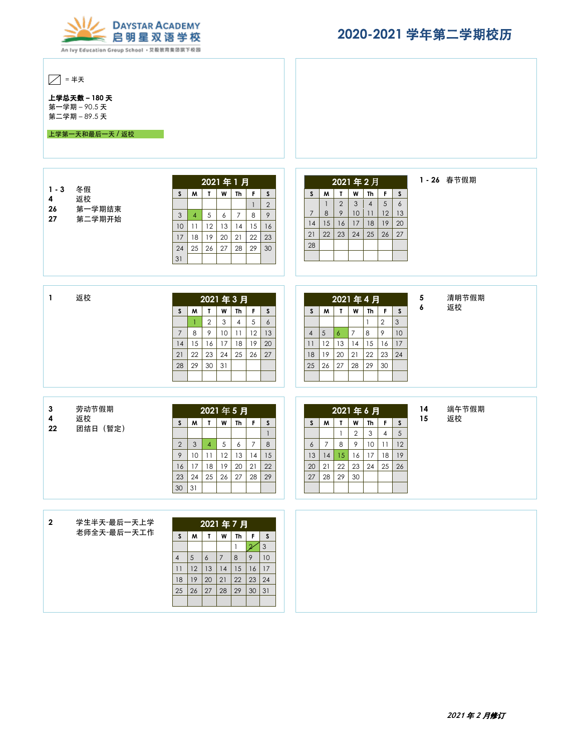DAYSTAR ACADEMY 启明星双语学校

An Ivy Education Group School · 艾毅教育集团旗下校园

# 2020-2021 学年第二学期校历

= 半天

**上学总天数 – 180 天**

第一学期 – 90.5 天

第二学期 – 89.5 天

上学第一天和最后一天 / 返校

**1 - 3** 冬假

**4** 返校

**26** 第一学期结束

**27** 第二学期开始

| 2021 年 1 月 | | | | | | |
|---|---|---|---|---|---|---|
| S | M | T | W | Th | F | S |
| | | | | | 1 | 2 |
| 3 | 4 | 5 | 6 | 7 | 8 | 9 |
| 10 | 11 | 12 | 13 | 14 | 15 | 16 |
| 17 | 18 | 19 | 20 | 21 | 22 | 23 |
| 24 | 25 | 26 | 27 | 28 | 29 | 30 |
| 31 | | | | | | |

| 2021 年 2 月 | | | | | | |
|---|---|---|---|---|---|---|
| S | M | T | W | Th | F | S |
| | 1 | 2 | 3 | 4 | 5 | 6 |
| 7 | 8 | 9 | 10 | 11 | 12 | 13 |
| 14 | 15 | 16 | 17 | 18 | 19 | 20 |
| 21 | 22 | 23 | 24 | 25 | 26 | 27 |
| 28 | | | | | | |

**1 - 26** 春节假期

**1** 返校

| 2021 年 3 月 | | | | | | |
|---|---|---|---|---|---|---|
| S | M | T | W | Th | F | S |
| | 1 | 2 | 3 | 4 | 5 | 6 |
| 7 | 8 | 9 | 10 | 11 | 12 | 13 |
| 14 | 15 | 16 | 17 | 18 | 19 | 20 |
| 21 | 22 | 23 | 24 | 25 | 26 | 27 |
| 28 | 29 | 30 | 31 | | | |

| 2021 年 4 月 | | | | | | |
|---|---|---|---|---|---|---|
| S | M | T | W | Th | F | S |
| | | | | 1 | 2 | 3 |
| 4 | 5 | 6 | 7 | 8 | 9 | 10 |
| 11 | 12 | 13 | 14 | 15 | 16 | 17 |
| 18 | 19 | 20 | 21 | 22 | 23 | 24 |
| 25 | 26 | 27 | 28 | 29 | 30 | |

**5** 清明节假期

**6** 返校

**3** 劳动节假期

**4** 返校

**22** 团结日（暂定）

| 2021 年 5 月 | | | | | | |
|---|---|---|---|---|---|---|
| S | M | T | W | Th | F | S |
| | | | | | | 1 |
| 2 | 3 | 4 | 5 | 6 | 7 | 8 |
| 9 | 10 | 11 | 12 | 13 | 14 | 15 |
| 16 | 17 | 18 | 19 | 20 | 21 | 22 |
| 23 | 24 | 25 | 26 | 27 | 28 | 29 |
| 30 | 31 | | | | | |

| 2021 年 6 月 | | | | | | |
|---|---|---|---|---|---|---|
| S | M | T | W | Th | F | S |
| | | 1 | 2 | 3 | 4 | 5 |
| 6 | 7 | 8 | 9 | 10 | 11 | 12 |
| 13 | 14 | 15 | 16 | 17 | 18 | 19 |
| 20 | 21 | 22 | 23 | 24 | 25 | 26 |
| 27 | 28 | 29 | 30 | | | |

**14** 端午节假期

**15** 返校

**2** 学生半天-最后一天上学
老师全天-最后一天工作

| 2021 年 7 月 | | | | | | |
|---|---|---|---|---|---|---|
| S | M | T | W | Th | F | S |
| | | | | 1 | 2 | 3 |
| 4 | 5 | 6 | 7 | 8 | 9 | 10 |
| 11 | 12 | 13 | 14 | 15 | 16 | 17 |
| 18 | 19 | 20 | 21 | 22 | 23 | 24 |
| 25 | 26 | 27 | 28 | 29 | 30 | 31 |

*2021 年 2 月修订*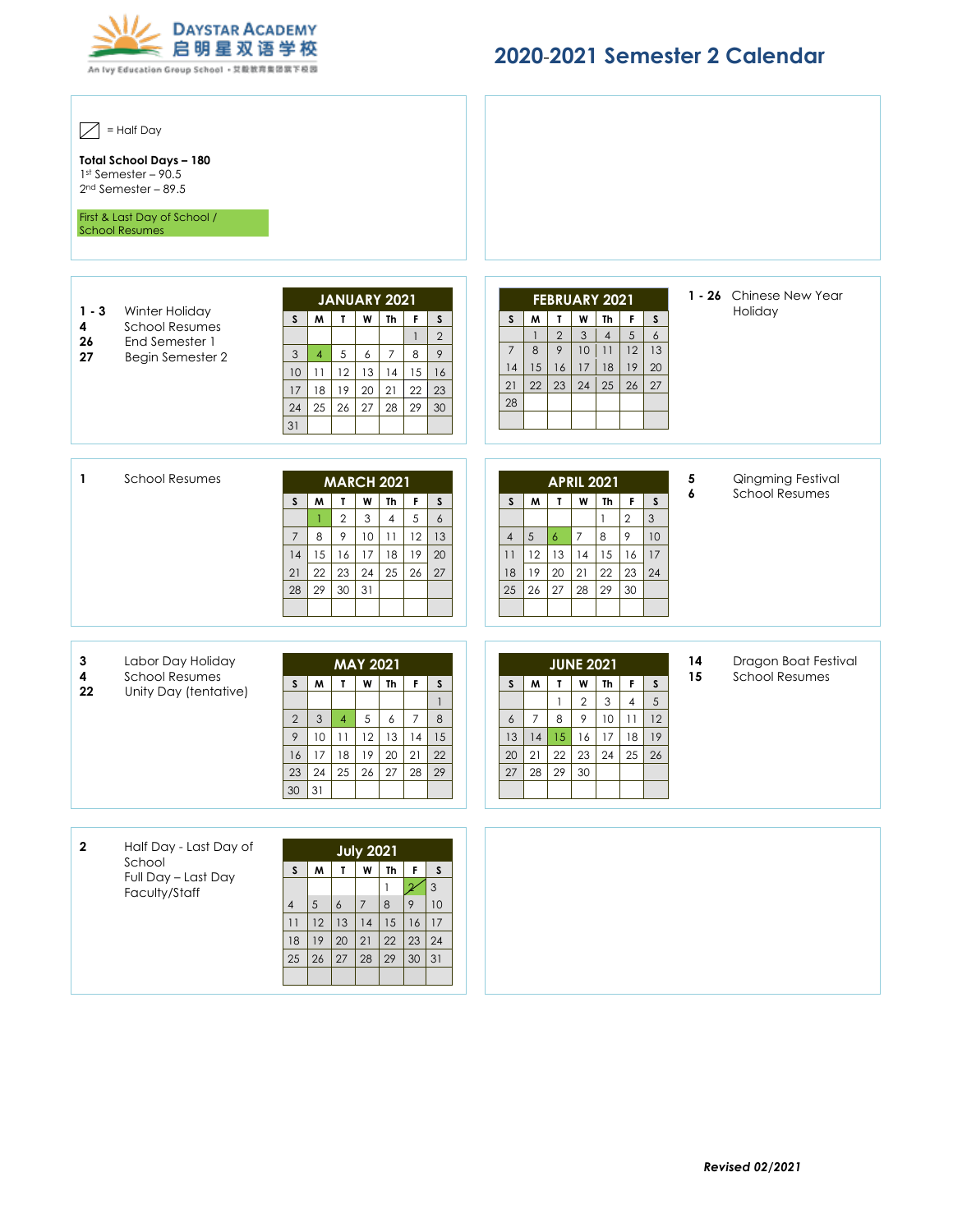# 2020-2021 Semester 2 Calendar

Daystar Academy 启明星双语学校
An Ivy Education Group School

⧄ = Half Day

**Total School Days – 180**
1st Semester – 90.5
2nd Semester – 89.5

First & Last Day of School / School Resumes

**1 - 3** Winter Holiday
**4** School Resumes
**26** End Semester 1
**27** Begin Semester 2

**JANUARY 2021**

| S | M | T | W | Th | F | S |
|---|---|---|---|---|---|---|
| | | | | | 1 | 2 |
| 3 | 4 | 5 | 6 | 7 | 8 | 9 |
| 10 | 11 | 12 | 13 | 14 | 15 | 16 |
| 17 | 18 | 19 | 20 | 21 | 22 | 23 |
| 24 | 25 | 26 | 27 | 28 | 29 | 30 |
| 31 | | | | | | |

**FEBRUARY 2021**

| S | M | T | W | Th | F | S |
|---|---|---|---|---|---|---|
| | 1 | 2 | 3 | 4 | 5 | 6 |
| 7 | 8 | 9 | 10 | 11 | 12 | 13 |
| 14 | 15 | 16 | 17 | 18 | 19 | 20 |
| 21 | 22 | 23 | 24 | 25 | 26 | 27 |
| 28 | | | | | | |

**1 - 26** Chinese New Year Holiday

**1** School Resumes

**MARCH 2021**

| S | M | T | W | Th | F | S |
|---|---|---|---|---|---|---|
| | 1 | 2 | 3 | 4 | 5 | 6 |
| 7 | 8 | 9 | 10 | 11 | 12 | 13 |
| 14 | 15 | 16 | 17 | 18 | 19 | 20 |
| 21 | 22 | 23 | 24 | 25 | 26 | 27 |
| 28 | 29 | 30 | 31 | | | |

**APRIL 2021**

| S | M | T | W | Th | F | S |
|---|---|---|---|---|---|---|
| | | | | 1 | 2 | 3 |
| 4 | 5 | 6 | 7 | 8 | 9 | 10 |
| 11 | 12 | 13 | 14 | 15 | 16 | 17 |
| 18 | 19 | 20 | 21 | 22 | 23 | 24 |
| 25 | 26 | 27 | 28 | 29 | 30 | |

**5** Qingming Festival
**6** School Resumes

**3** Labor Day Holiday
**4** School Resumes
**22** Unity Day (tentative)

**MAY 2021**

| S | M | T | W | Th | F | S |
|---|---|---|---|---|---|---|
| | | | | | | 1 |
| 2 | 3 | 4 | 5 | 6 | 7 | 8 |
| 9 | 10 | 11 | 12 | 13 | 14 | 15 |
| 16 | 17 | 18 | 19 | 20 | 21 | 22 |
| 23 | 24 | 25 | 26 | 27 | 28 | 29 |
| 30 | 31 | | | | | |

**JUNE 2021**

| S | M | T | W | Th | F | S |
|---|---|---|---|---|---|---|
| | | 1 | 2 | 3 | 4 | 5 |
| 6 | 7 | 8 | 9 | 10 | 11 | 12 |
| 13 | 14 | 15 | 16 | 17 | 18 | 19 |
| 20 | 21 | 22 | 23 | 24 | 25 | 26 |
| 27 | 28 | 29 | 30 | | | |

**14** Dragon Boat Festival
**15** School Resumes

**2** Half Day - Last Day of School
Full Day – Last Day Faculty/Staff

**July 2021**

| S | M | T | W | Th | F | S |
|---|---|---|---|---|---|---|
| | | | | 1 | 2 | 3 |
| 4 | 5 | 6 | 7 | 8 | 9 | 10 |
| 11 | 12 | 13 | 14 | 15 | 16 | 17 |
| 18 | 19 | 20 | 21 | 22 | 23 | 24 |
| 25 | 26 | 27 | 28 | 29 | 30 | 31 |

*Revised 02/2021*